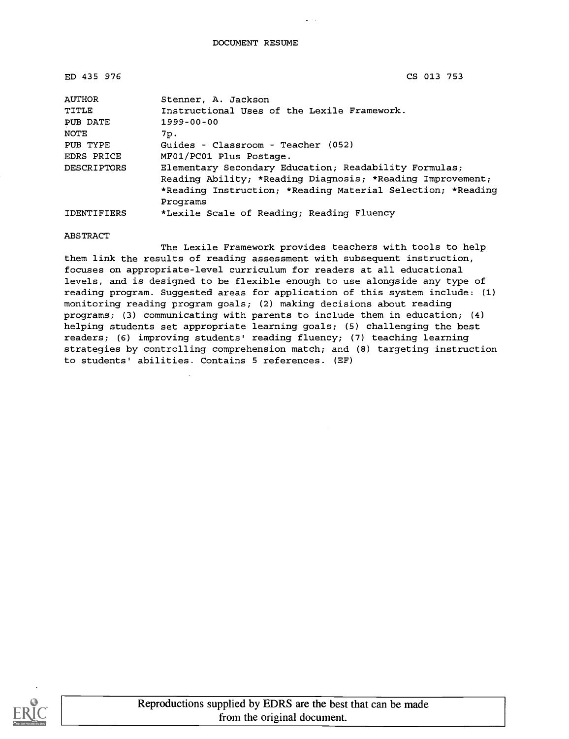DOCUMENT RESUME

| | |
|---|---|
| ED 435 976 | CS 013 753 |
| AUTHOR | Stenner, A. Jackson |
| TITLE | Instructional Uses of the Lexile Framework. |
| PUB DATE | 1999-00-00 |
| NOTE | 7p. |
| PUB TYPE | Guides - Classroom - Teacher (052) |
| EDRS PRICE | MF01/PC01 Plus Postage. |
| DESCRIPTORS | Elementary Secondary Education; Readability Formulas; Reading Ability; *Reading Diagnosis; *Reading Improvement; *Reading Instruction; *Reading Material Selection; *Reading Programs |
| IDENTIFIERS | *Lexile Scale of Reading; Reading Fluency |

ABSTRACT

The Lexile Framework provides teachers with tools to help them link the results of reading assessment with subsequent instruction, focuses on appropriate-level curriculum for readers at all educational levels, and is designed to be flexible enough to use alongside any type of reading program. Suggested areas for application of this system include: (1) monitoring reading program goals; (2) making decisions about reading programs; (3) communicating with parents to include them in education; (4) helping students set appropriate learning goals; (5) challenging the best readers; (6) improving students' reading fluency; (7) teaching learning strategies by controlling comprehension match; and (8) targeting instruction to students' abilities. Contains 5 references. (EF)

Reproductions supplied by EDRS are the best that can be made from the original document.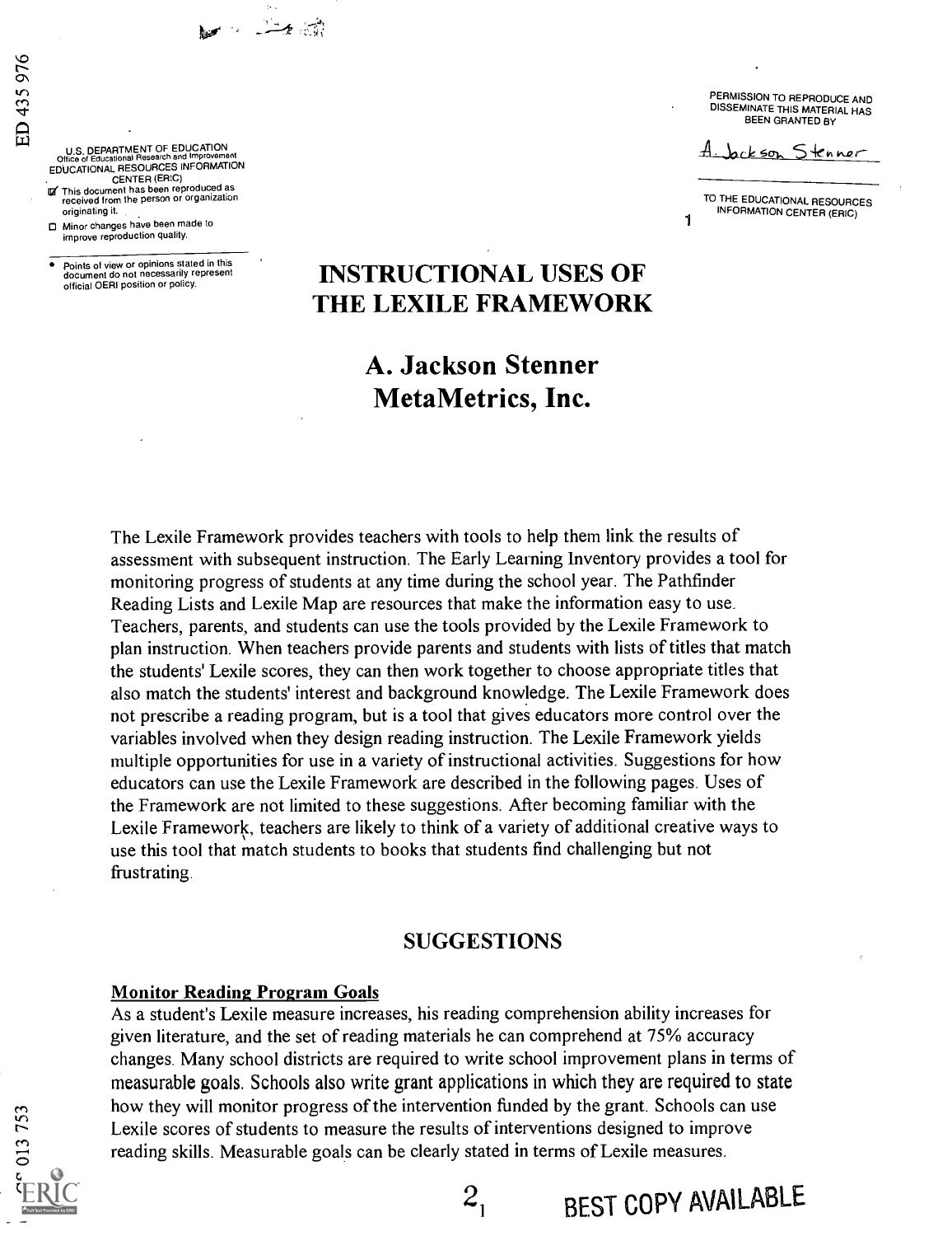# INSTRUCTIONAL USES OF THE LEXILE FRAMEWORK

## A. Jackson Stenner
## MetaMetrics, Inc.

The Lexile Framework provides teachers with tools to help them link the results of assessment with subsequent instruction. The Early Learning Inventory provides a tool for monitoring progress of students at any time during the school year. The Pathfinder Reading Lists and Lexile Map are resources that make the information easy to use. Teachers, parents, and students can use the tools provided by the Lexile Framework to plan instruction. When teachers provide parents and students with lists of titles that match the students' Lexile scores, they can then work together to choose appropriate titles that also match the students' interest and background knowledge. The Lexile Framework does not prescribe a reading program, but is a tool that gives educators more control over the variables involved when they design reading instruction. The Lexile Framework yields multiple opportunities for use in a variety of instructional activities. Suggestions for how educators can use the Lexile Framework are described in the following pages. Uses of the Framework are not limited to these suggestions. After becoming familiar with the Lexile Framework, teachers are likely to think of a variety of additional creative ways to use this tool that match students to books that students find challenging but not frustrating.

### SUGGESTIONS

**Monitor Reading Program Goals**

As a student's Lexile measure increases, his reading comprehension ability increases for given literature, and the set of reading materials he can comprehend at 75% accuracy changes. Many school districts are required to write school improvement plans in terms of measurable goals. Schools also write grant applications in which they are required to state how they will monitor progress of the intervention funded by the grant. Schools can use Lexile scores of students to measure the results of interventions designed to improve reading skills. Measurable goals can be clearly stated in terms of Lexile measures.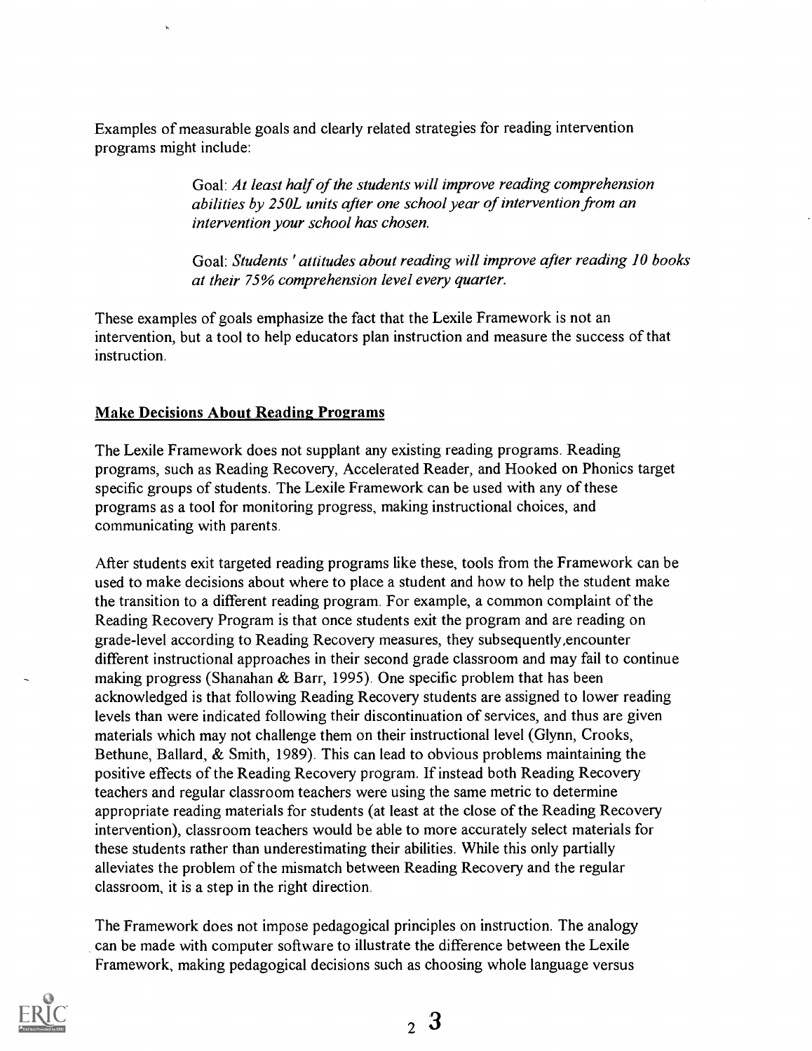Examples of measurable goals and clearly related strategies for reading intervention programs might include:

> Goal: *At least half of the students will improve reading comprehension abilities by 250L units after one school year of intervention from an intervention your school has chosen.*
>
> Goal: *Students ' attitudes about reading will improve after reading 10 books at their 75% comprehension level every quarter.*

These examples of goals emphasize the fact that the Lexile Framework is not an intervention, but a tool to help educators plan instruction and measure the success of that instruction.

## Make Decisions About Reading Programs

The Lexile Framework does not supplant any existing reading programs. Reading programs, such as Reading Recovery, Accelerated Reader, and Hooked on Phonics target specific groups of students. The Lexile Framework can be used with any of these programs as a tool for monitoring progress, making instructional choices, and communicating with parents.

After students exit targeted reading programs like these, tools from the Framework can be used to make decisions about where to place a student and how to help the student make the transition to a different reading program. For example, a common complaint of the Reading Recovery Program is that once students exit the program and are reading on grade-level according to Reading Recovery measures, they subsequently,encounter different instructional approaches in their second grade classroom and may fail to continue making progress (Shanahan & Barr, 1995). One specific problem that has been acknowledged is that following Reading Recovery students are assigned to lower reading levels than were indicated following their discontinuation of services, and thus are given materials which may not challenge them on their instructional level (Glynn, Crooks, Bethune, Ballard, & Smith, 1989). This can lead to obvious problems maintaining the positive effects of the Reading Recovery program. If instead both Reading Recovery teachers and regular classroom teachers were using the same metric to determine appropriate reading materials for students (at least at the close of the Reading Recovery intervention), classroom teachers would be able to more accurately select materials for these students rather than underestimating their abilities. While this only partially alleviates the problem of the mismatch between Reading Recovery and the regular classroom, it is a step in the right direction.

The Framework does not impose pedagogical principles on instruction. The analogy can be made with computer software to illustrate the difference between the Lexile Framework, making pedagogical decisions such as choosing whole language versus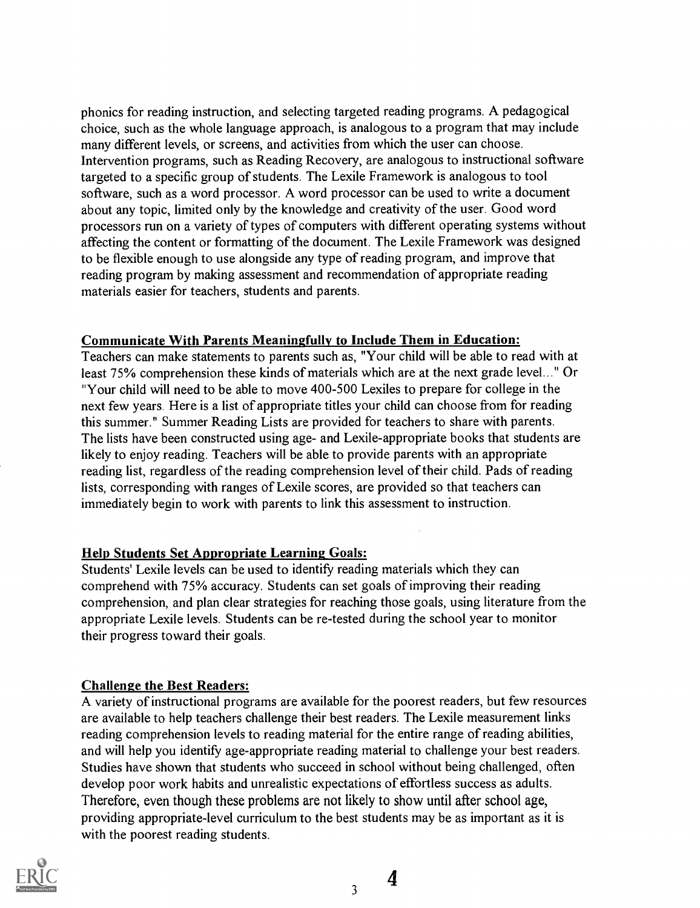phonics for reading instruction, and selecting targeted reading programs. A pedagogical choice, such as the whole language approach, is analogous to a program that may include many different levels, or screens, and activities from which the user can choose. Intervention programs, such as Reading Recovery, are analogous to instructional software targeted to a specific group of students. The Lexile Framework is analogous to tool software, such as a word processor. A word processor can be used to write a document about any topic, limited only by the knowledge and creativity of the user. Good word processors run on a variety of types of computers with different operating systems without affecting the content or formatting of the document. The Lexile Framework was designed to be flexible enough to use alongside any type of reading program, and improve that reading program by making assessment and recommendation of appropriate reading materials easier for teachers, students and parents.

**Communicate With Parents Meaningfully to Include Them in Education:**

Teachers can make statements to parents such as, "Your child will be able to read with at least 75% comprehension these kinds of materials which are at the next grade level..." Or "Your child will need to be able to move 400-500 Lexiles to prepare for college in the next few years. Here is a list of appropriate titles your child can choose from for reading this summer." Summer Reading Lists are provided for teachers to share with parents. The lists have been constructed using age- and Lexile-appropriate books that students are likely to enjoy reading. Teachers will be able to provide parents with an appropriate reading list, regardless of the reading comprehension level of their child. Pads of reading lists, corresponding with ranges of Lexile scores, are provided so that teachers can immediately begin to work with parents to link this assessment to instruction.

**Help Students Set Appropriate Learning Goals:**

Students' Lexile levels can be used to identify reading materials which they can comprehend with 75% accuracy. Students can set goals of improving their reading comprehension, and plan clear strategies for reaching those goals, using literature from the appropriate Lexile levels. Students can be re-tested during the school year to monitor their progress toward their goals.

**Challenge the Best Readers:**

A variety of instructional programs are available for the poorest readers, but few resources are available to help teachers challenge their best readers. The Lexile measurement links reading comprehension levels to reading material for the entire range of reading abilities, and will help you identify age-appropriate reading material to challenge your best readers. Studies have shown that students who succeed in school without being challenged, often develop poor work habits and unrealistic expectations of effortless success as adults. Therefore, even though these problems are not likely to show until after school age, providing appropriate-level curriculum to the best students may be as important as it is with the poorest reading students.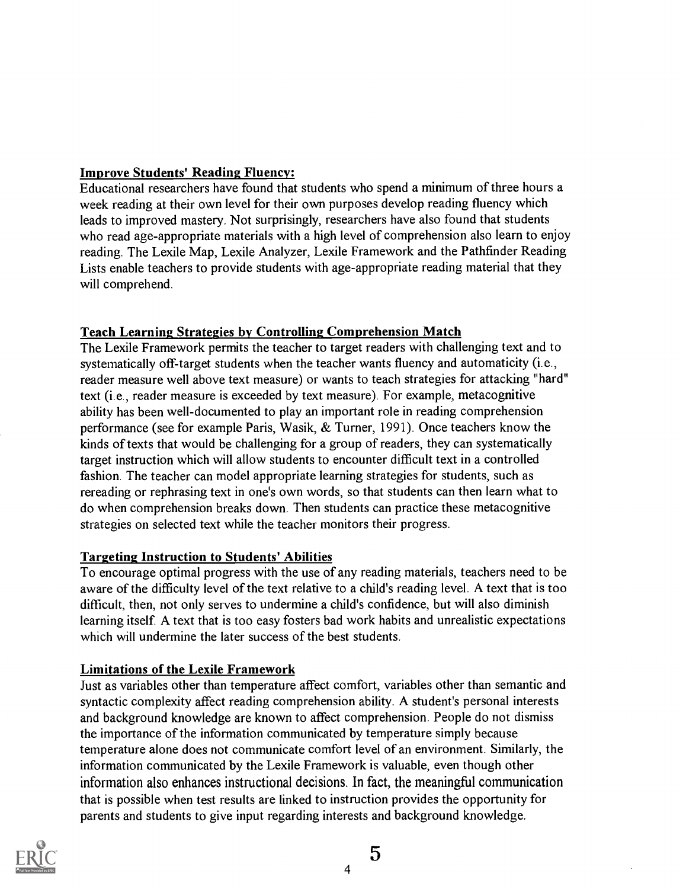## Improve Students' Reading Fluency:

Educational researchers have found that students who spend a minimum of three hours a week reading at their own level for their own purposes develop reading fluency which leads to improved mastery. Not surprisingly, researchers have also found that students who read age-appropriate materials with a high level of comprehension also learn to enjoy reading. The Lexile Map, Lexile Analyzer, Lexile Framework and the Pathfinder Reading Lists enable teachers to provide students with age-appropriate reading material that they will comprehend.

## Teach Learning Strategies by Controlling Comprehension Match

The Lexile Framework permits the teacher to target readers with challenging text and to systematically off-target students when the teacher wants fluency and automaticity (i.e., reader measure well above text measure) or wants to teach strategies for attacking "hard" text (i.e., reader measure is exceeded by text measure). For example, metacognitive ability has been well-documented to play an important role in reading comprehension performance (see for example Paris, Wasik, & Turner, 1991). Once teachers know the kinds of texts that would be challenging for a group of readers, they can systematically target instruction which will allow students to encounter difficult text in a controlled fashion. The teacher can model appropriate learning strategies for students, such as rereading or rephrasing text in one's own words, so that students can then learn what to do when comprehension breaks down. Then students can practice these metacognitive strategies on selected text while the teacher monitors their progress.

## Targeting Instruction to Students' Abilities

To encourage optimal progress with the use of any reading materials, teachers need to be aware of the difficulty level of the text relative to a child's reading level. A text that is too difficult, then, not only serves to undermine a child's confidence, but will also diminish learning itself. A text that is too easy fosters bad work habits and unrealistic expectations which will undermine the later success of the best students.

## Limitations of the Lexile Framework

Just as variables other than temperature affect comfort, variables other than semantic and syntactic complexity affect reading comprehension ability. A student's personal interests and background knowledge are known to affect comprehension. People do not dismiss the importance of the information communicated by temperature simply because temperature alone does not communicate comfort level of an environment. Similarly, the information communicated by the Lexile Framework is valuable, even though other information also enhances instructional decisions. In fact, the meaningful communication that is possible when test results are linked to instruction provides the opportunity for parents and students to give input regarding interests and background knowledge.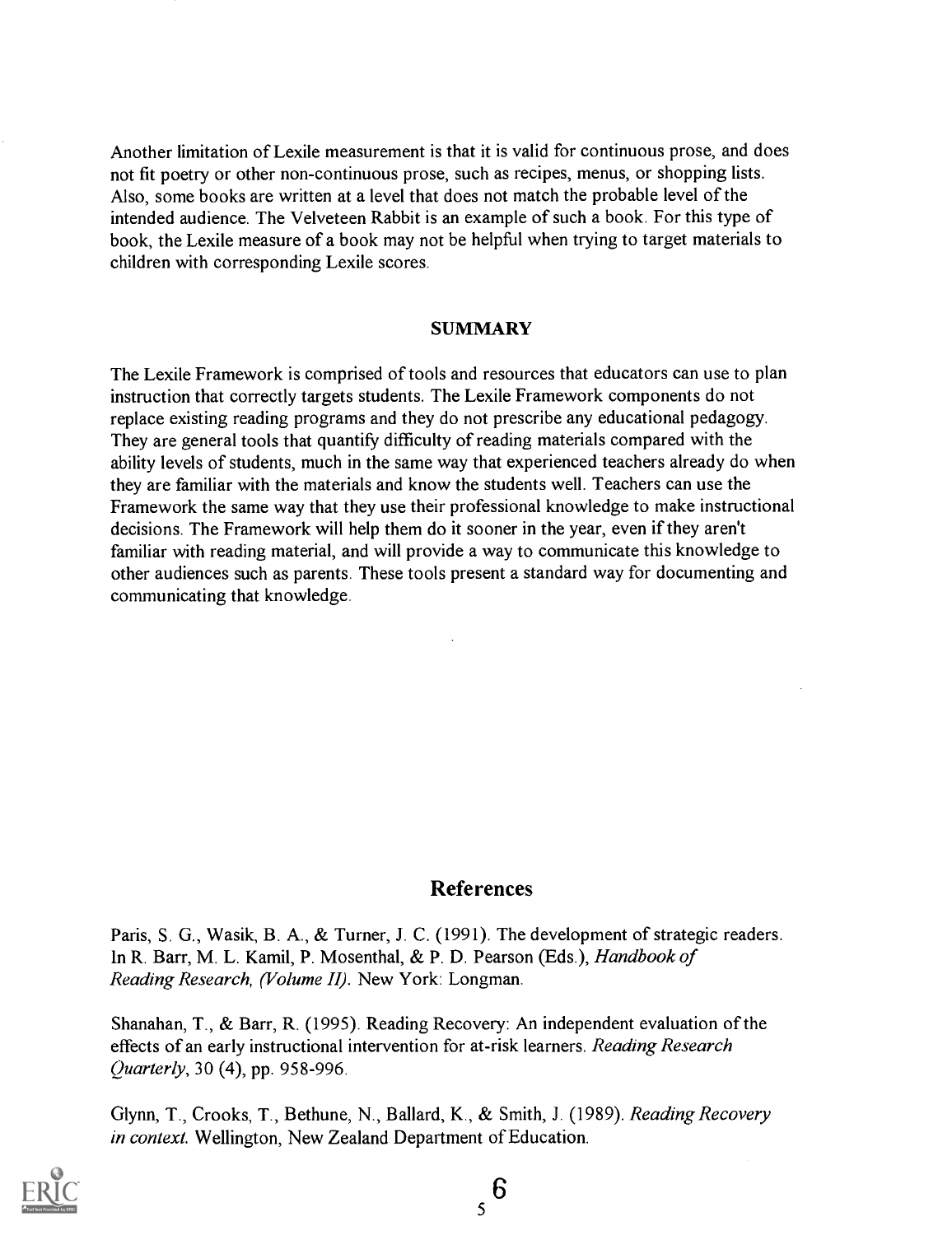Another limitation of Lexile measurement is that it is valid for continuous prose, and does not fit poetry or other non-continuous prose, such as recipes, menus, or shopping lists. Also, some books are written at a level that does not match the probable level of the intended audience. The Velveteen Rabbit is an example of such a book. For this type of book, the Lexile measure of a book may not be helpful when trying to target materials to children with corresponding Lexile scores.

## SUMMARY

The Lexile Framework is comprised of tools and resources that educators can use to plan instruction that correctly targets students. The Lexile Framework components do not replace existing reading programs and they do not prescribe any educational pedagogy. They are general tools that quantify difficulty of reading materials compared with the ability levels of students, much in the same way that experienced teachers already do when they are familiar with the materials and know the students well. Teachers can use the Framework the same way that they use their professional knowledge to make instructional decisions. The Framework will help them do it sooner in the year, even if they aren't familiar with reading material, and will provide a way to communicate this knowledge to other audiences such as parents. These tools present a standard way for documenting and communicating that knowledge.

## References

Paris, S. G., Wasik, B. A., & Turner, J. C. (1991). The development of strategic readers. In R. Barr, M. L. Kamil, P. Mosenthal, & P. D. Pearson (Eds.), *Handbook of Reading Research, (Volume II)*. New York: Longman.

Shanahan, T., & Barr, R. (1995). Reading Recovery: An independent evaluation of the effects of an early instructional intervention for at-risk learners. *Reading Research Quarterly*, 30 (4), pp. 958-996.

Glynn, T., Crooks, T., Bethune, N., Ballard, K., & Smith, J. (1989). *Reading Recovery in context.* Wellington, New Zealand Department of Education.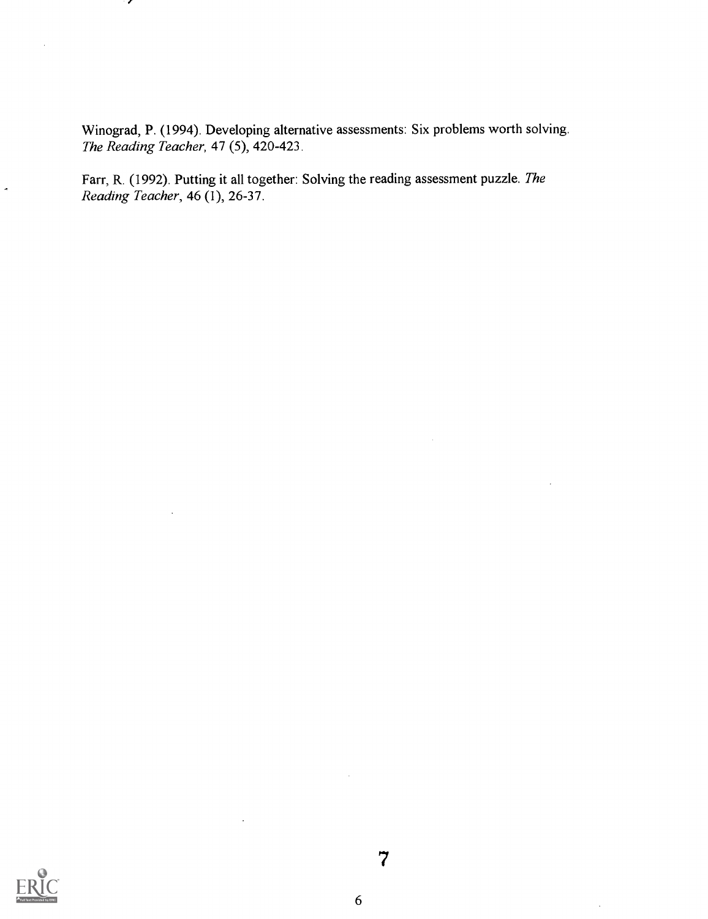Winograd, P. (1994). Developing alternative assessments: Six problems worth solving. *The Reading Teacher*, 47 (5), 420-423.

Farr, R. (1992). Putting it all together: Solving the reading assessment puzzle. *The Reading Teacher*, 46 (1), 26-37.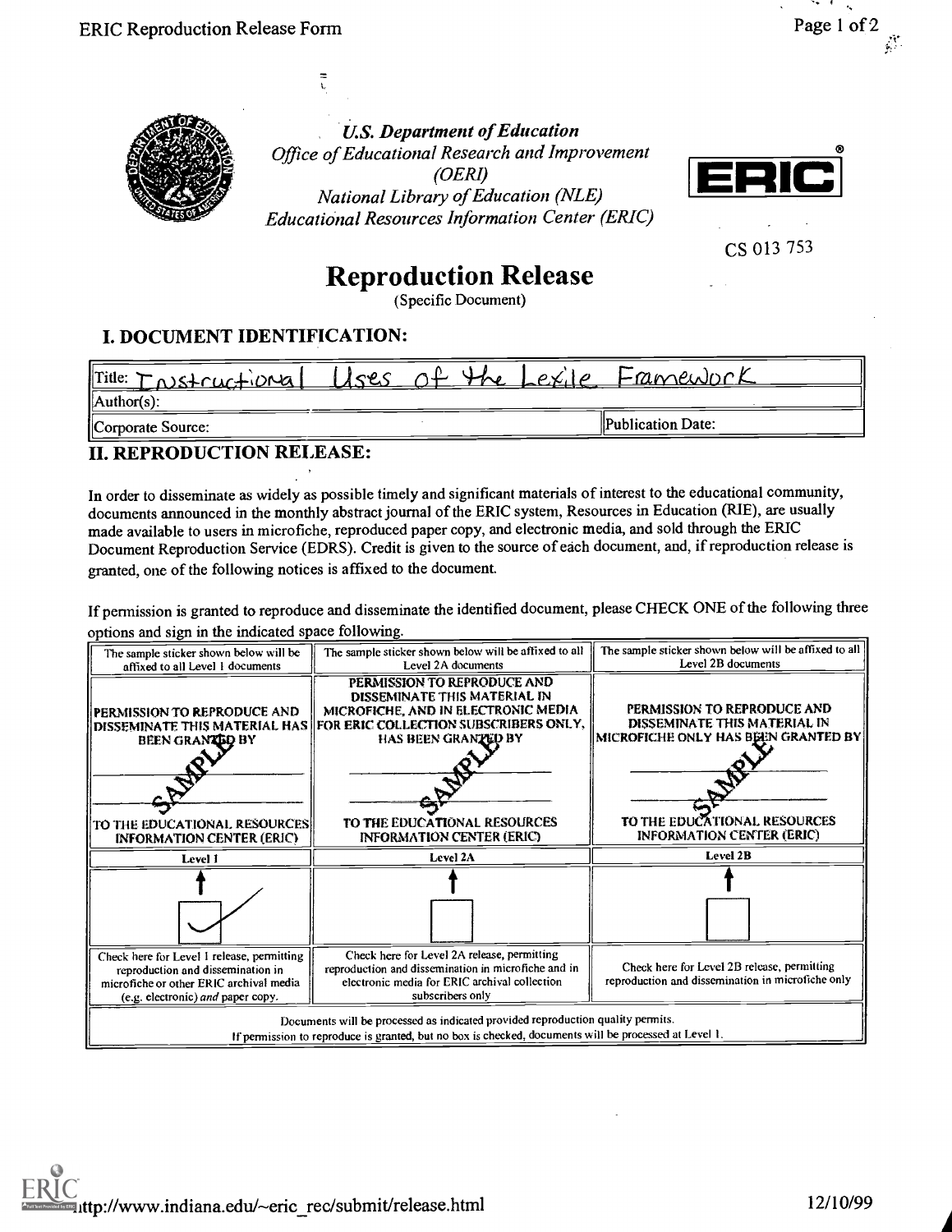U.S. Department of Education
*Office of Educational Research and Improvement (OERI)*
*National Library of Education (NLE)*
*Educational Resources Information Center (ERIC)*

ERIC

CS 013 753

# Reproduction Release

(Specific Document)

## I. DOCUMENT IDENTIFICATION:

| Title: Instructional Uses of the Lexile Framework | |
|---|---|
| Author(s): | |
| Corporate Source: | Publication Date: |

## II. REPRODUCTION RELEASE:

In order to disseminate as widely as possible timely and significant materials of interest to the educational community, documents announced in the monthly abstract journal of the ERIC system, Resources in Education (RIE), are usually made available to users in microfiche, reproduced paper copy, and electronic media, and sold through the ERIC Document Reproduction Service (EDRS). Credit is given to the source of each document, and, if reproduction release is granted, one of the following notices is affixed to the document.

If permission is granted to reproduce and disseminate the identified document, please CHECK ONE of the following three options and sign in the indicated space following.

| The sample sticker shown below will be affixed to all Level 1 documents | The sample sticker shown below will be affixed to all Level 2A documents | The sample sticker shown below will be affixed to all Level 2B documents |
|---|---|---|
| PERMISSION TO REPRODUCE AND DISSEMINATE THIS MATERIAL HAS BEEN GRANTED BY ____ SAMPLE ____ TO THE EDUCATIONAL RESOURCES INFORMATION CENTER (ERIC) | PERMISSION TO REPRODUCE AND DISSEMINATE THIS MATERIAL IN MICROFICHE, AND IN ELECTRONIC MEDIA FOR ERIC COLLECTION SUBSCRIBERS ONLY, HAS BEEN GRANTED BY ____ SAMPLE ____ TO THE EDUCATIONAL RESOURCES INFORMATION CENTER (ERIC) | PERMISSION TO REPRODUCE AND DISSEMINATE THIS MATERIAL IN MICROFICHE ONLY HAS BEEN GRANTED BY ____ SAMPLE ____ TO THE EDUCATIONAL RESOURCES INFORMATION CENTER (ERIC) |
| Level 1 | Level 2A | Level 2B |
| ☑ | ☐ | ☐ |
| Check here for Level 1 release, permitting reproduction and dissemination in microfiche or other ERIC archival media (e.g. electronic) *and* paper copy. | Check here for Level 2A release, permitting reproduction and dissemination in microfiche and in electronic media for ERIC archival collection subscribers only | Check here for Level 2B release, permitting reproduction and dissemination in microfiche only |

Documents will be processed as indicated provided reproduction quality permits.
If permission to reproduce is granted, but no box is checked, documents will be processed at Level 1.

http://www.indiana.edu/~eric_rec/submit/release.html 12/10/99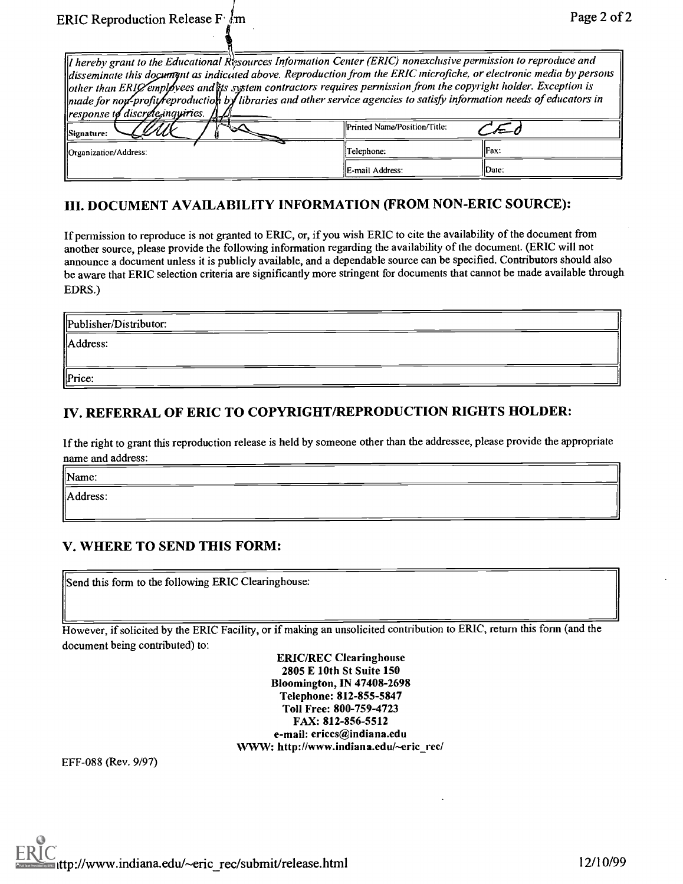*I hereby grant to the Educational Resources Information Center (ERIC) nonexclusive permission to reproduce and disseminate this document as indicated above. Reproduction from the ERIC microfiche, or electronic media by persons other than ERIC employees and its system contractors requires permission from the copyright holder. Exception is made for non-profit reproduction by libraries and other service agencies to satisfy information needs of educators in response to discrete inquiries.*

| | | |
|---|---|---|
| Signature: | Printed Name/Position/Title: CEO | |
| Organization/Address: | Telephone: | Fax: |
| | E-mail Address: | Date: |

## III. DOCUMENT AVAILABILITY INFORMATION (FROM NON-ERIC SOURCE):

If permission to reproduce is not granted to ERIC, or, if you wish ERIC to cite the availability of the document from another source, please provide the following information regarding the availability of the document. (ERIC will not announce a document unless it is publicly available, and a dependable source can be specified. Contributors should also be aware that ERIC selection criteria are significantly more stringent for documents that cannot be made available through EDRS.)

| |
|---|
| Publisher/Distributor: |
| Address: |
| Price: |

## IV. REFERRAL OF ERIC TO COPYRIGHT/REPRODUCTION RIGHTS HOLDER:

If the right to grant this reproduction release is held by someone other than the addressee, please provide the appropriate name and address:

| |
|---|
| Name: |
| Address: |

## V. WHERE TO SEND THIS FORM:

| |
|---|
| Send this form to the following ERIC Clearinghouse: |

However, if solicited by the ERIC Facility, or if making an unsolicited contribution to ERIC, return this form (and the document being contributed) to:

**ERIC/REC Clearinghouse**
**2805 E 10th St Suite 150**
**Bloomington, IN 47408-2698**
**Telephone: 812-855-5847**
**Toll Free: 800-759-4723**
**FAX: 812-856-5512**
**e-mail: ericcs@indiana.edu**
**WWW: http://www.indiana.edu/~eric_rec/**

EFF-088 (Rev. 9/97)